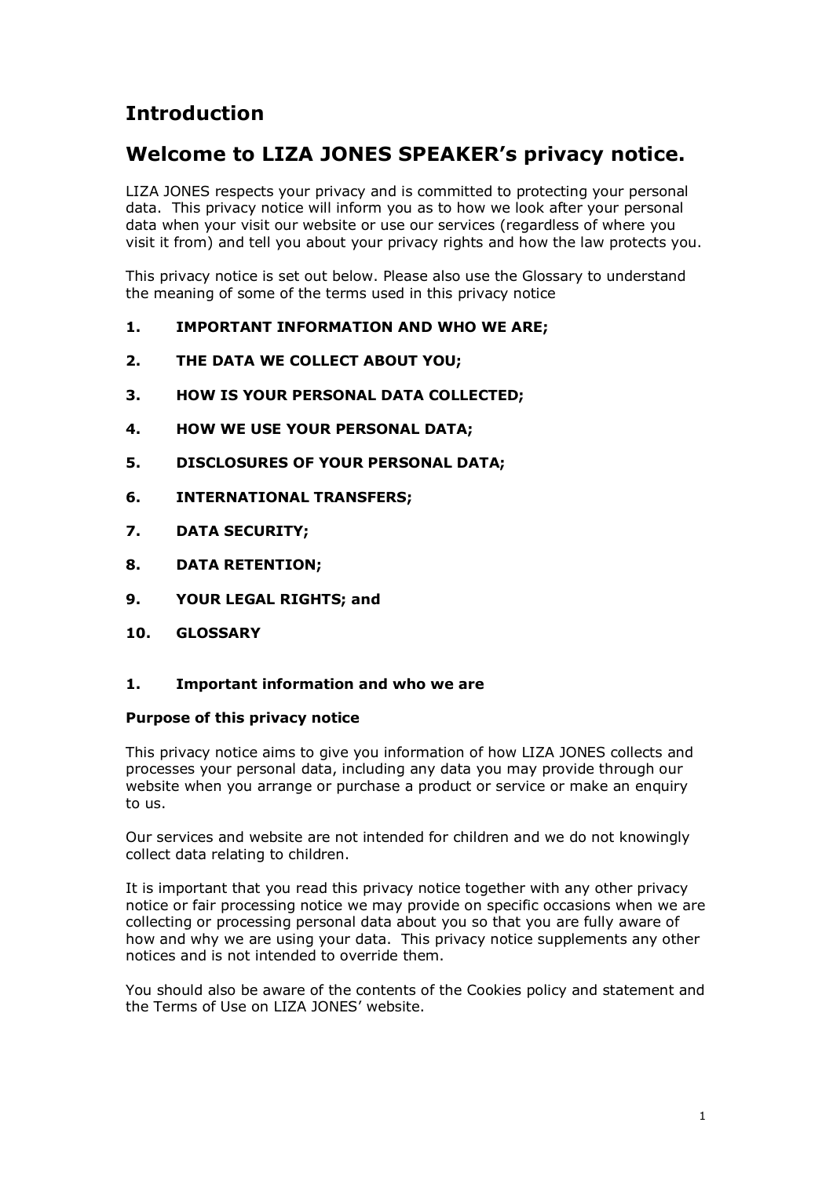# Introduction

# Welcome to LIZA JONES SPEAKER's privacy notice.

LIZA JONES respects your privacy and is committed to protecting your personal data. This privacy notice will inform you as to how we look after your personal data when your visit our website or use our services (regardless of where you visit it from) and tell you about your privacy rights and how the law protects you.

This privacy notice is set out below. Please also use the Glossary to understand the meaning of some of the terms used in this privacy notice

1. **IMPORTANT INFORMATION AND WHO WE ARE;**
2. **THE DATA WE COLLECT ABOUT YOU;**
3. **HOW IS YOUR PERSONAL DATA COLLECTED;**
4. **HOW WE USE YOUR PERSONAL DATA;**
5. **DISCLOSURES OF YOUR PERSONAL DATA;**
6. **INTERNATIONAL TRANSFERS;**
7. **DATA SECURITY;**
8. **DATA RETENTION;**
9. **YOUR LEGAL RIGHTS; and**
10. **GLOSSARY**

## 1. Important information and who we are

### Purpose of this privacy notice

This privacy notice aims to give you information of how LIZA JONES collects and processes your personal data, including any data you may provide through our website when you arrange or purchase a product or service or make an enquiry to us.

Our services and website are not intended for children and we do not knowingly collect data relating to children.

It is important that you read this privacy notice together with any other privacy notice or fair processing notice we may provide on specific occasions when we are collecting or processing personal data about you so that you are fully aware of how and why we are using your data. This privacy notice supplements any other notices and is not intended to override them.

You should also be aware of the contents of the Cookies policy and statement and the Terms of Use on LIZA JONES' website.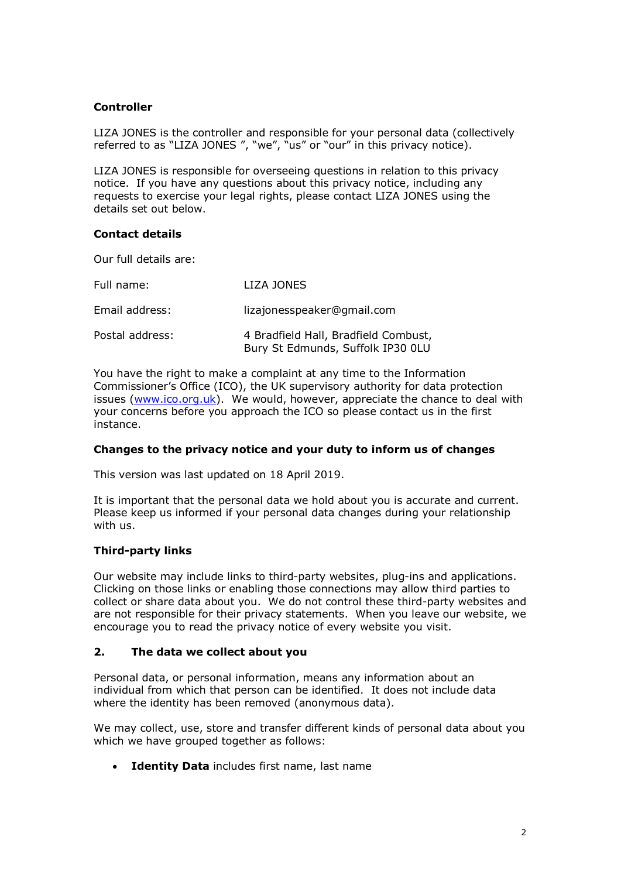**Controller**

LIZA JONES is the controller and responsible for your personal data (collectively referred to as "LIZA JONES ", "we", "us" or "our" in this privacy notice).

LIZA JONES is responsible for overseeing questions in relation to this privacy notice. If you have any questions about this privacy notice, including any requests to exercise your legal rights, please contact LIZA JONES using the details set out below.

**Contact details**

Our full details are:

| | |
|---|---|
| Full name: | LIZA JONES |
| Email address: | lizajonesspeaker@gmail.com |
| Postal address: | 4 Bradfield Hall, Bradfield Combust, Bury St Edmunds, Suffolk IP30 0LU |

You have the right to make a complaint at any time to the Information Commissioner's Office (ICO), the UK supervisory authority for data protection issues ([www.ico.org.uk](http://www.ico.org.uk)). We would, however, appreciate the chance to deal with your concerns before you approach the ICO so please contact us in the first instance.

**Changes to the privacy notice and your duty to inform us of changes**

This version was last updated on 18 April 2019.

It is important that the personal data we hold about you is accurate and current. Please keep us informed if your personal data changes during your relationship with us.

**Third-party links**

Our website may include links to third-party websites, plug-ins and applications. Clicking on those links or enabling those connections may allow third parties to collect or share data about you. We do not control these third-party websites and are not responsible for their privacy statements. When you leave our website, we encourage you to read the privacy notice of every website you visit.

## 2. The data we collect about you

Personal data, or personal information, means any information about an individual from which that person can be identified. It does not include data where the identity has been removed (anonymous data).

We may collect, use, store and transfer different kinds of personal data about you which we have grouped together as follows:

- **Identity Data** includes first name, last name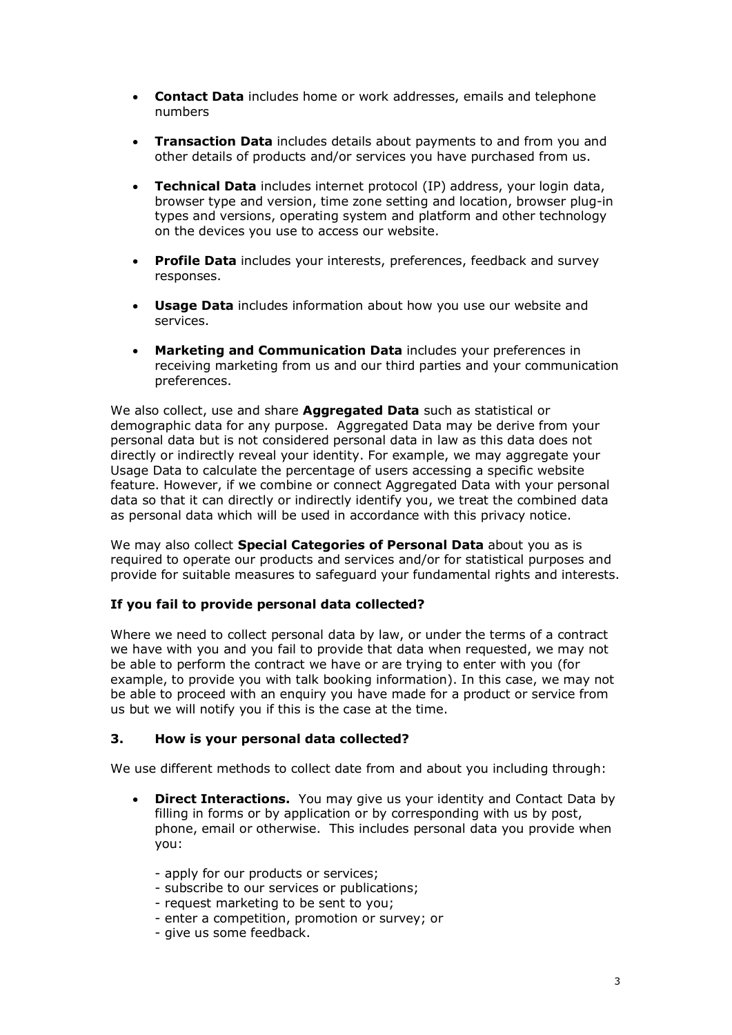- **Contact Data** includes home or work addresses, emails and telephone numbers

- **Transaction Data** includes details about payments to and from you and other details of products and/or services you have purchased from us.

- **Technical Data** includes internet protocol (IP) address, your login data, browser type and version, time zone setting and location, browser plug-in types and versions, operating system and platform and other technology on the devices you use to access our website.

- **Profile Data** includes your interests, preferences, feedback and survey responses.

- **Usage Data** includes information about how you use our website and services.

- **Marketing and Communication Data** includes your preferences in receiving marketing from us and our third parties and your communication preferences.

We also collect, use and share **Aggregated Data** such as statistical or demographic data for any purpose. Aggregated Data may be derive from your personal data but is not considered personal data in law as this data does not directly or indirectly reveal your identity. For example, we may aggregate your Usage Data to calculate the percentage of users accessing a specific website feature. However, if we combine or connect Aggregated Data with your personal data so that it can directly or indirectly identify you, we treat the combined data as personal data which will be used in accordance with this privacy notice.

We may also collect **Special Categories of Personal Data** about you as is required to operate our products and services and/or for statistical purposes and provide for suitable measures to safeguard your fundamental rights and interests.

**If you fail to provide personal data collected?**

Where we need to collect personal data by law, or under the terms of a contract we have with you and you fail to provide that data when requested, we may not be able to perform the contract we have or are trying to enter with you (for example, to provide you with talk booking information). In this case, we may not be able to proceed with an enquiry you have made for a product or service from us but we will notify you if this is the case at the time.

### 3. How is your personal data collected?

We use different methods to collect date from and about you including through:

- **Direct Interactions.** You may give us your identity and Contact Data by filling in forms or by application or by corresponding with us by post, phone, email or otherwise. This includes personal data you provide when you:

  - apply for our products or services;
  - subscribe to our services or publications;
  - request marketing to be sent to you;
  - enter a competition, promotion or survey; or
  - give us some feedback.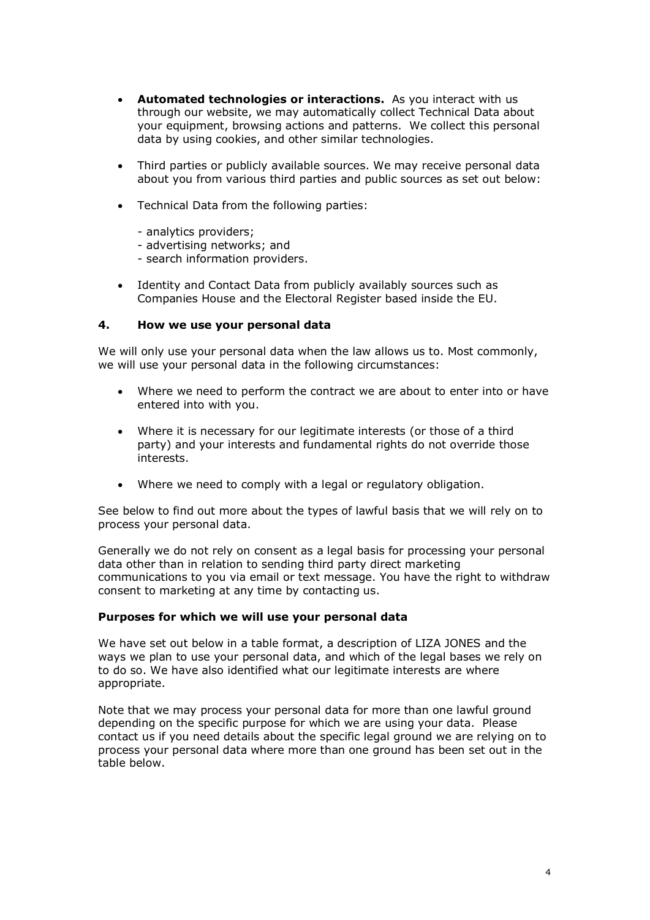- **Automated technologies or interactions.** As you interact with us through our website, we may automatically collect Technical Data about your equipment, browsing actions and patterns. We collect this personal data by using cookies, and other similar technologies.

- Third parties or publicly available sources. We may receive personal data about you from various third parties and public sources as set out below:

- Technical Data from the following parties:

  - analytics providers;
  - advertising networks; and
  - search information providers.

- Identity and Contact Data from publicly availably sources such as Companies House and the Electoral Register based inside the EU.

### 4. How we use your personal data

We will only use your personal data when the law allows us to. Most commonly, we will use your personal data in the following circumstances:

- Where we need to perform the contract we are about to enter into or have entered into with you.

- Where it is necessary for our legitimate interests (or those of a third party) and your interests and fundamental rights do not override those interests.

- Where we need to comply with a legal or regulatory obligation.

See below to find out more about the types of lawful basis that we will rely on to process your personal data.

Generally we do not rely on consent as a legal basis for processing your personal data other than in relation to sending third party direct marketing communications to you via email or text message. You have the right to withdraw consent to marketing at any time by contacting us.

**Purposes for which we will use your personal data**

We have set out below in a table format, a description of LIZA JONES and the ways we plan to use your personal data, and which of the legal bases we rely on to do so. We have also identified what our legitimate interests are where appropriate.

Note that we may process your personal data for more than one lawful ground depending on the specific purpose for which we are using your data. Please contact us if you need details about the specific legal ground we are relying on to process your personal data where more than one ground has been set out in the table below.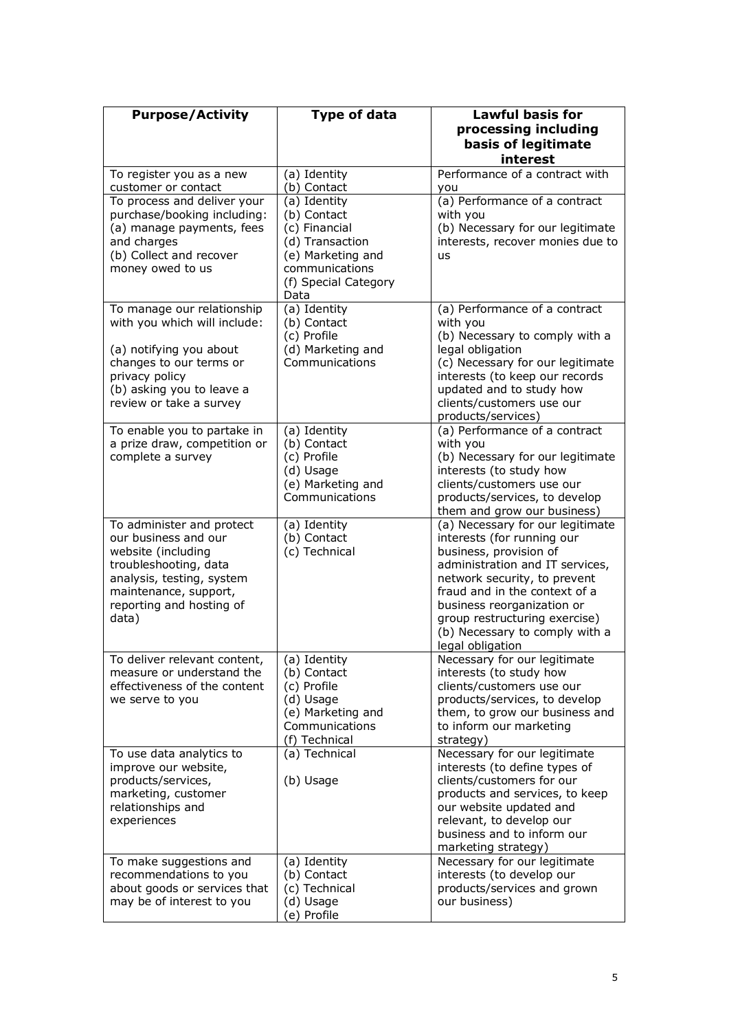| Purpose/Activity | Type of data | Lawful basis for processing including basis of legitimate interest |
|---|---|---|
| To register you as a new customer or contact | (a) Identity<br>(b) Contact | Performance of a contract with you |
| To process and deliver your purchase/booking including:<br>(a) manage payments, fees and charges<br>(b) Collect and recover money owed to us | (a) Identity<br>(b) Contact<br>(c) Financial<br>(d) Transaction<br>(e) Marketing and communications<br>(f) Special Category Data | (a) Performance of a contract with you<br>(b) Necessary for our legitimate interests, recover monies due to us |
| To manage our relationship with you which will include:<br><br>(a) notifying you about changes to our terms or privacy policy<br>(b) asking you to leave a review or take a survey | (a) Identity<br>(b) Contact<br>(c) Profile<br>(d) Marketing and Communications | (a) Performance of a contract with you<br>(b) Necessary to comply with a legal obligation<br>(c) Necessary for our legitimate interests (to keep our records updated and to study how clients/customers use our products/services) |
| To enable you to partake in a prize draw, competition or complete a survey | (a) Identity<br>(b) Contact<br>(c) Profile<br>(d) Usage<br>(e) Marketing and Communications | (a) Performance of a contract with you<br>(b) Necessary for our legitimate interests (to study how clients/customers use our products/services, to develop them and grow our business) |
| To administer and protect our business and our website (including troubleshooting, data analysis, testing, system maintenance, support, reporting and hosting of data) | (a) Identity<br>(b) Contact<br>(c) Technical | (a) Necessary for our legitimate interests (for running our business, provision of administration and IT services, network security, to prevent fraud and in the context of a business reorganization or group restructuring exercise)<br>(b) Necessary to comply with a legal obligation |
| To deliver relevant content, measure or understand the effectiveness of the content we serve to you | (a) Identity<br>(b) Contact<br>(c) Profile<br>(d) Usage<br>(e) Marketing and Communications<br>(f) Technical | Necessary for our legitimate interests (to study how clients/customers use our products/services, to develop them, to grow our business and to inform our marketing strategy) |
| To use data analytics to improve our website, products/services, marketing, customer relationships and experiences | (a) Technical<br><br>(b) Usage | Necessary for our legitimate interests (to define types of clients/customers for our products and services, to keep our website updated and relevant, to develop our business and to inform our marketing strategy) |
| To make suggestions and recommendations to you about goods or services that may be of interest to you | (a) Identity<br>(b) Contact<br>(c) Technical<br>(d) Usage<br>(e) Profile | Necessary for our legitimate interests (to develop our products/services and grown our business) |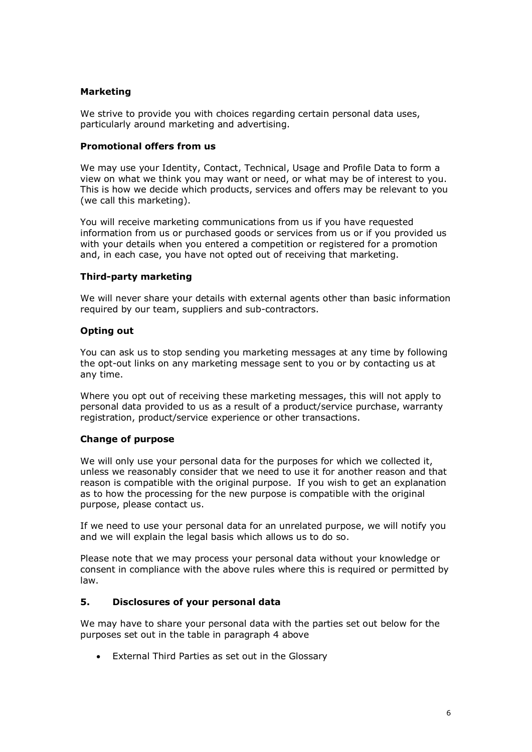**Marketing**

We strive to provide you with choices regarding certain personal data uses, particularly around marketing and advertising.

**Promotional offers from us**

We may use your Identity, Contact, Technical, Usage and Profile Data to form a view on what we think you may want or need, or what may be of interest to you. This is how we decide which products, services and offers may be relevant to you (we call this marketing).

You will receive marketing communications from us if you have requested information from us or purchased goods or services from us or if you provided us with your details when you entered a competition or registered for a promotion and, in each case, you have not opted out of receiving that marketing.

**Third-party marketing**

We will never share your details with external agents other than basic information required by our team, suppliers and sub-contractors.

**Opting out**

You can ask us to stop sending you marketing messages at any time by following the opt-out links on any marketing message sent to you or by contacting us at any time.

Where you opt out of receiving these marketing messages, this will not apply to personal data provided to us as a result of a product/service purchase, warranty registration, product/service experience or other transactions.

**Change of purpose**

We will only use your personal data for the purposes for which we collected it, unless we reasonably consider that we need to use it for another reason and that reason is compatible with the original purpose. If you wish to get an explanation as to how the processing for the new purpose is compatible with the original purpose, please contact us.

If we need to use your personal data for an unrelated purpose, we will notify you and we will explain the legal basis which allows us to do so.

Please note that we may process your personal data without your knowledge or consent in compliance with the above rules where this is required or permitted by law.

## 5. Disclosures of your personal data

We may have to share your personal data with the parties set out below for the purposes set out in the table in paragraph 4 above

- External Third Parties as set out in the Glossary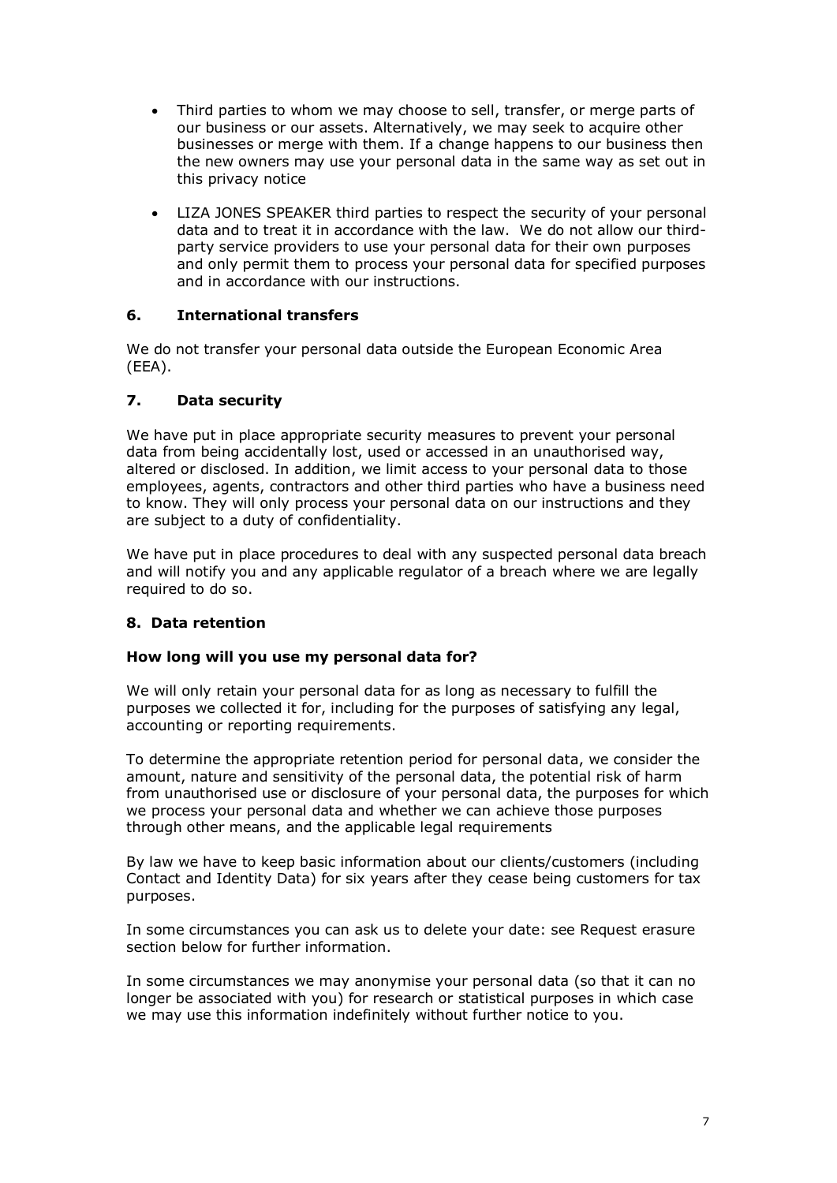- Third parties to whom we may choose to sell, transfer, or merge parts of our business or our assets. Alternatively, we may seek to acquire other businesses or merge with them. If a change happens to our business then the new owners may use your personal data in the same way as set out in this privacy notice
- LIZA JONES SPEAKER third parties to respect the security of your personal data and to treat it in accordance with the law. We do not allow our third-party service providers to use your personal data for their own purposes and only permit them to process your personal data for specified purposes and in accordance with our instructions.

## 6. International transfers

We do not transfer your personal data outside the European Economic Area (EEA).

## 7. Data security

We have put in place appropriate security measures to prevent your personal data from being accidentally lost, used or accessed in an unauthorised way, altered or disclosed. In addition, we limit access to your personal data to those employees, agents, contractors and other third parties who have a business need to know. They will only process your personal data on our instructions and they are subject to a duty of confidentiality.

We have put in place procedures to deal with any suspected personal data breach and will notify you and any applicable regulator of a breach where we are legally required to do so.

## 8. Data retention

### How long will you use my personal data for?

We will only retain your personal data for as long as necessary to fulfill the purposes we collected it for, including for the purposes of satisfying any legal, accounting or reporting requirements.

To determine the appropriate retention period for personal data, we consider the amount, nature and sensitivity of the personal data, the potential risk of harm from unauthorised use or disclosure of your personal data, the purposes for which we process your personal data and whether we can achieve those purposes through other means, and the applicable legal requirements

By law we have to keep basic information about our clients/customers (including Contact and Identity Data) for six years after they cease being customers for tax purposes.

In some circumstances you can ask us to delete your date: see Request erasure section below for further information.

In some circumstances we may anonymise your personal data (so that it can no longer be associated with you) for research or statistical purposes in which case we may use this information indefinitely without further notice to you.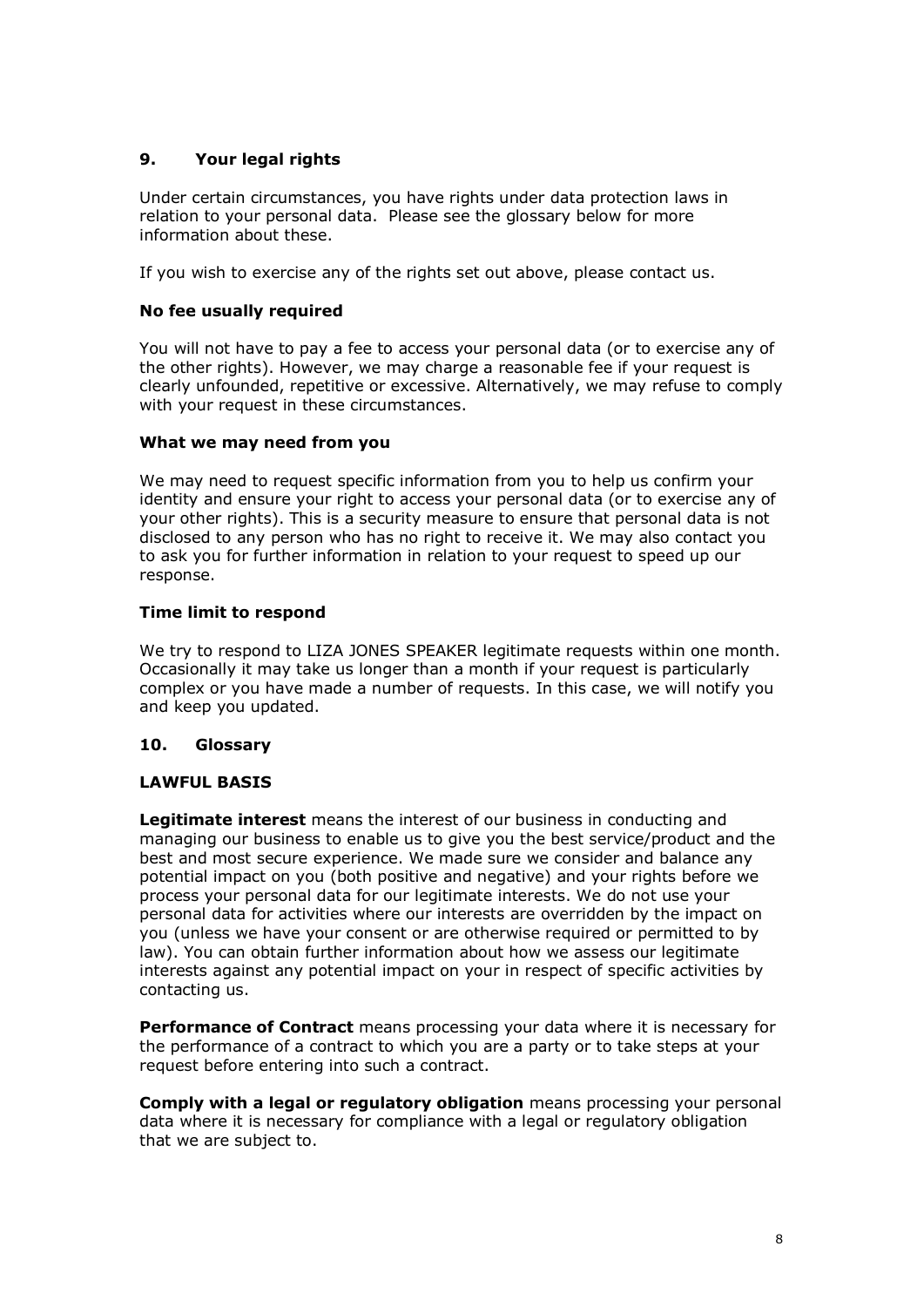## 9. Your legal rights

Under certain circumstances, you have rights under data protection laws in relation to your personal data. Please see the glossary below for more information about these.

If you wish to exercise any of the rights set out above, please contact us.

### No fee usually required

You will not have to pay a fee to access your personal data (or to exercise any of the other rights). However, we may charge a reasonable fee if your request is clearly unfounded, repetitive or excessive. Alternatively, we may refuse to comply with your request in these circumstances.

### What we may need from you

We may need to request specific information from you to help us confirm your identity and ensure your right to access your personal data (or to exercise any of your other rights). This is a security measure to ensure that personal data is not disclosed to any person who has no right to receive it. We may also contact you to ask you for further information in relation to your request to speed up our response.

### Time limit to respond

We try to respond to LIZA JONES SPEAKER legitimate requests within one month. Occasionally it may take us longer than a month if your request is particularly complex or you have made a number of requests. In this case, we will notify you and keep you updated.

## 10. Glossary

### LAWFUL BASIS

**Legitimate interest** means the interest of our business in conducting and managing our business to enable us to give you the best service/product and the best and most secure experience. We made sure we consider and balance any potential impact on you (both positive and negative) and your rights before we process your personal data for our legitimate interests. We do not use your personal data for activities where our interests are overridden by the impact on you (unless we have your consent or are otherwise required or permitted to by law). You can obtain further information about how we assess our legitimate interests against any potential impact on your in respect of specific activities by contacting us.

**Performance of Contract** means processing your data where it is necessary for the performance of a contract to which you are a party or to take steps at your request before entering into such a contract.

**Comply with a legal or regulatory obligation** means processing your personal data where it is necessary for compliance with a legal or regulatory obligation that we are subject to.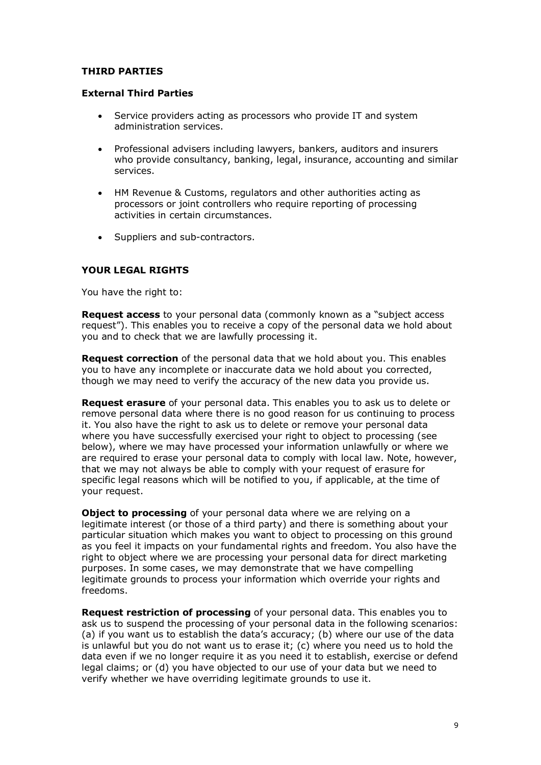## THIRD PARTIES

### External Third Parties

- Service providers acting as processors who provide IT and system administration services.
- Professional advisers including lawyers, bankers, auditors and insurers who provide consultancy, banking, legal, insurance, accounting and similar services.
- HM Revenue & Customs, regulators and other authorities acting as processors or joint controllers who require reporting of processing activities in certain circumstances.
- Suppliers and sub-contractors.

## YOUR LEGAL RIGHTS

You have the right to:

**Request access** to your personal data (commonly known as a "subject access request"). This enables you to receive a copy of the personal data we hold about you and to check that we are lawfully processing it.

**Request correction** of the personal data that we hold about you. This enables you to have any incomplete or inaccurate data we hold about you corrected, though we may need to verify the accuracy of the new data you provide us.

**Request erasure** of your personal data. This enables you to ask us to delete or remove personal data where there is no good reason for us continuing to process it. You also have the right to ask us to delete or remove your personal data where you have successfully exercised your right to object to processing (see below), where we may have processed your information unlawfully or where we are required to erase your personal data to comply with local law. Note, however, that we may not always be able to comply with your request of erasure for specific legal reasons which will be notified to you, if applicable, at the time of your request.

**Object to processing** of your personal data where we are relying on a legitimate interest (or those of a third party) and there is something about your particular situation which makes you want to object to processing on this ground as you feel it impacts on your fundamental rights and freedom. You also have the right to object where we are processing your personal data for direct marketing purposes. In some cases, we may demonstrate that we have compelling legitimate grounds to process your information which override your rights and freedoms.

**Request restriction of processing** of your personal data. This enables you to ask us to suspend the processing of your personal data in the following scenarios: (a) if you want us to establish the data's accuracy; (b) where our use of the data is unlawful but you do not want us to erase it; (c) where you need us to hold the data even if we no longer require it as you need it to establish, exercise or defend legal claims; or (d) you have objected to our use of your data but we need to verify whether we have overriding legitimate grounds to use it.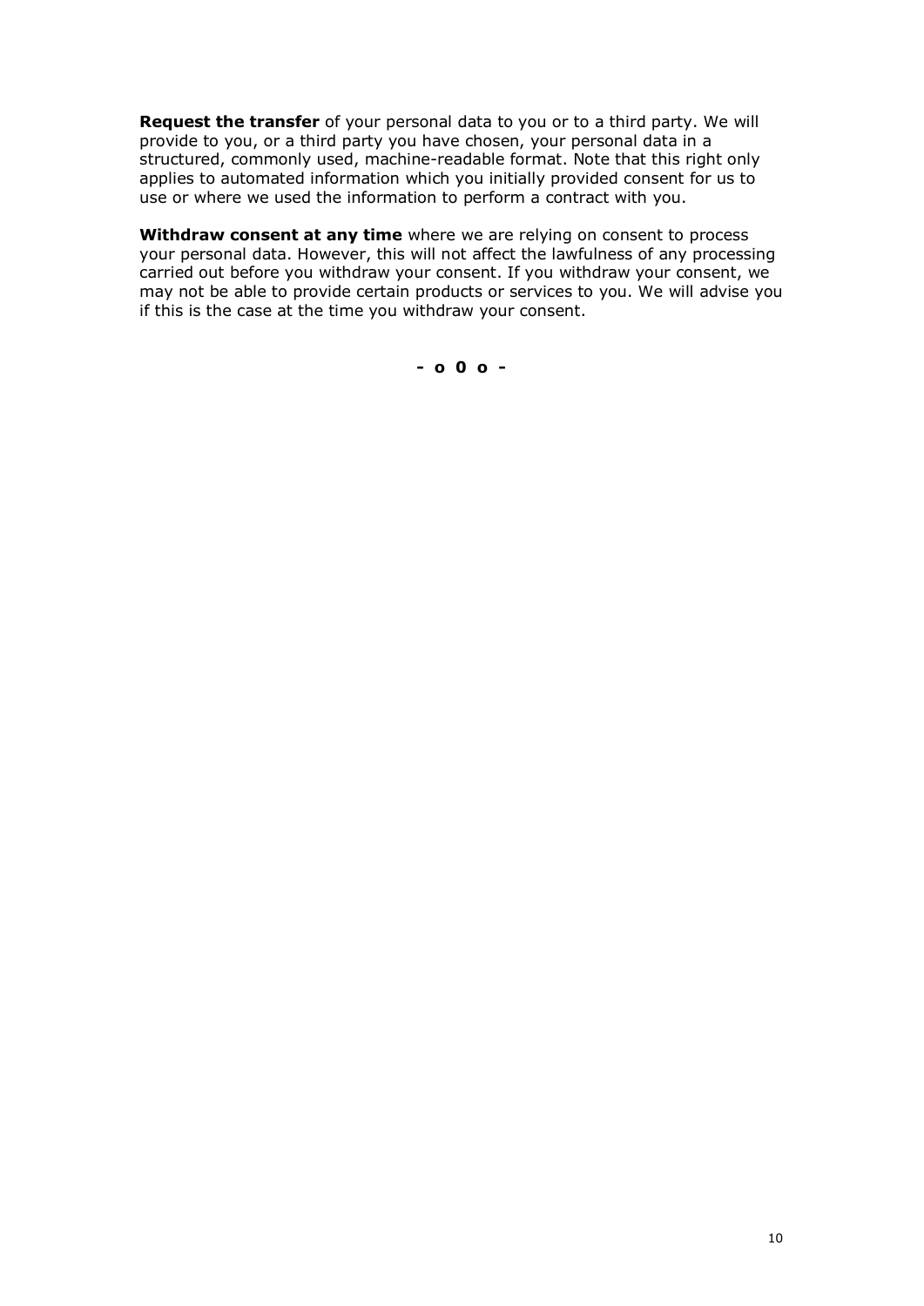**Request the transfer** of your personal data to you or to a third party. We will provide to you, or a third party you have chosen, your personal data in a structured, commonly used, machine-readable format. Note that this right only applies to automated information which you initially provided consent for us to use or where we used the information to perform a contract with you.

**Withdraw consent at any time** where we are relying on consent to process your personal data. However, this will not affect the lawfulness of any processing carried out before you withdraw your consent. If you withdraw your consent, we may not be able to provide certain products or services to you. We will advise you if this is the case at the time you withdraw your consent.

**- o 0 o -**